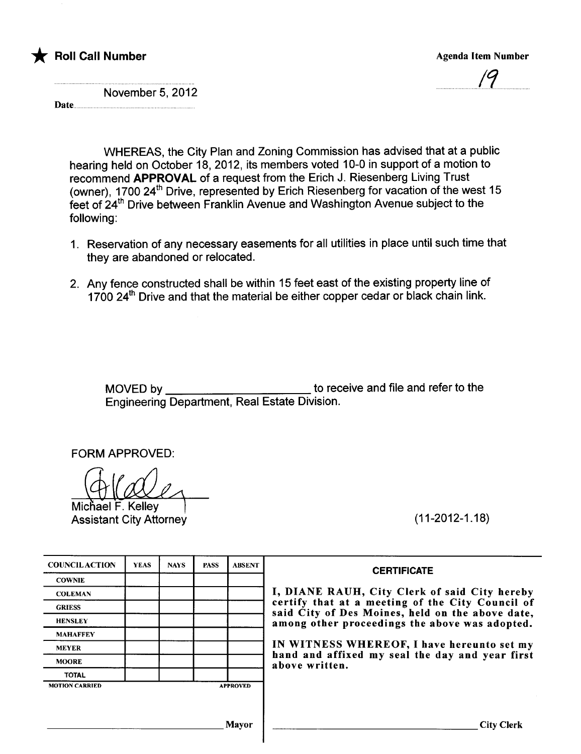★ **Roll Call Number**

**Agenda Item Number**

19

November 5, 2012

**Date**

WHEREAS, the City Plan and Zoning Commission has advised that at a public hearing held on October 18, 2012, its members voted 10-0 in support of a motion to recommend **APPROVAL** of a request from the Erich J. Riesenberg Living Trust (owner), 1700 24th Drive, represented by Erich Riesenberg for vacation of the west 15 feet of 24th Drive between Franklin Avenue and Washington Avenue subject to the following:

1. Reservation of any necessary easements for all utilities in place until such time that they are abandoned or relocated.
2. Any fence constructed shall be within 15 feet east of the existing property line of 1700 24th Drive and that the material be either copper cedar or black chain link.

MOVED by \_\_\_\_\_\_\_\_\_\_\_\_\_\_\_\_\_\_\_\_\_\_ to receive and file and refer to the Engineering Department, Real Estate Division.

FORM APPROVED:

Michael F. Kelley
Assistant City Attorney

(11-2012-1.18)

| COUNCIL ACTION | YEAS | NAYS | PASS | ABSENT |
|---|---|---|---|---|
| COWNIE | | | | |
| COLEMAN | | | | |
| GRIESS | | | | |
| HENSLEY | | | | |
| MAHAFFEY | | | | |
| MEYER | | | | |
| MOORE | | | | |
| TOTAL | | | | |
| MOTION CARRIED | | | | APPROVED |

\_\_\_\_\_\_\_\_\_\_\_\_\_\_\_\_\_\_\_\_\_\_\_\_\_\_\_\_\_\_ Mayor

**CERTIFICATE**

**I, DIANE RAUH, City Clerk of said City hereby certify that at a meeting of the City Council of said City of Des Moines, held on the above date, among other proceedings the above was adopted.**

**IN WITNESS WHEREOF, I have hereunto set my hand and affixed my seal the day and year first above written.**

\_\_\_\_\_\_\_\_\_\_\_\_\_\_\_\_\_\_\_\_\_\_\_\_\_\_\_\_\_\_ City Clerk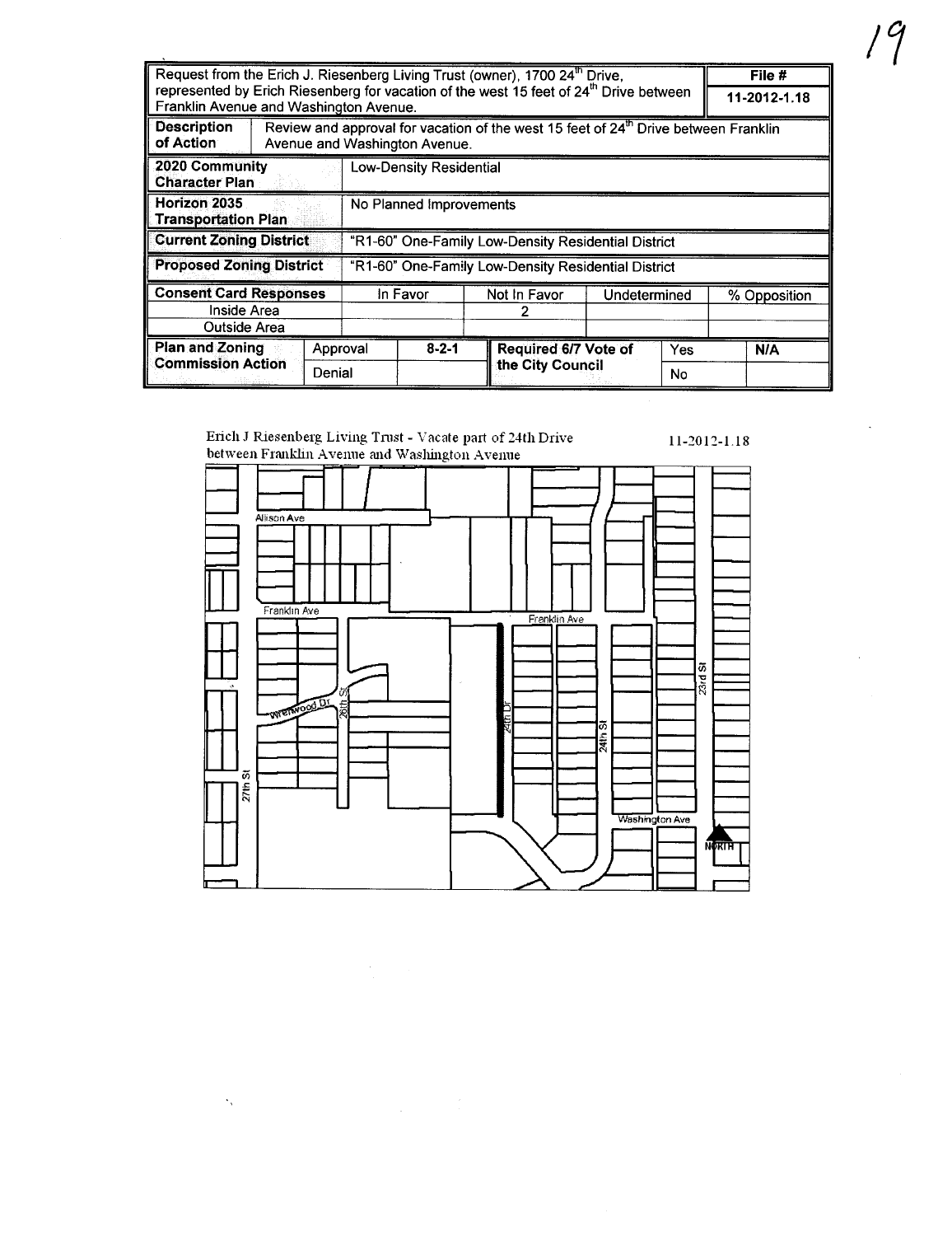| Request from the Erich J. Riesenberg Living Trust (owner), 1700 24th Drive, represented by Erich Riesenberg for vacation of the west 15 feet of 24th Drive between Franklin Avenue and Washington Avenue. | | | | | | | File # 11-2012-1.18 |
|---|---|---|---|---|---|---|---|
| **Description of Action** | Review and approval for vacation of the west 15 feet of 24th Drive between Franklin Avenue and Washington Avenue. | | | | | | |
| **2020 Community Character Plan** | Low-Density Residential | | | | | | |
| **Horizon 2035 Transportation Plan** | No Planned Improvements | | | | | | |
| **Current Zoning District** | "R1-60" One-Family Low-Density Residential District | | | | | | |
| **Proposed Zoning District** | "R1-60" One-Family Low-Density Residential District | | | | | | |
| **Consent Card Responses** | | In Favor | Not In Favor | Undetermined | | % Opposition | |
| Inside Area | | | 2 | | | | |
| Outside Area | | | | | | | |
| **Plan and Zoning Commission Action** | Approval | 8-2-1 | **Required 6/7 Vote of the City Council** | Yes | | N/A | |
| | Denial | | | No | | | |

Erich J Riesenberg Living Trust - Vacate part of 24th Drive between Franklin Avenue and Washington Avenue

11-2012-1.18

Allison Ave, Franklin Ave, Franklin Ave, Wrenwood Dr, 26th St, 24th Dr, 24th St, 23rd St, 27th St, Washington Ave, NORTH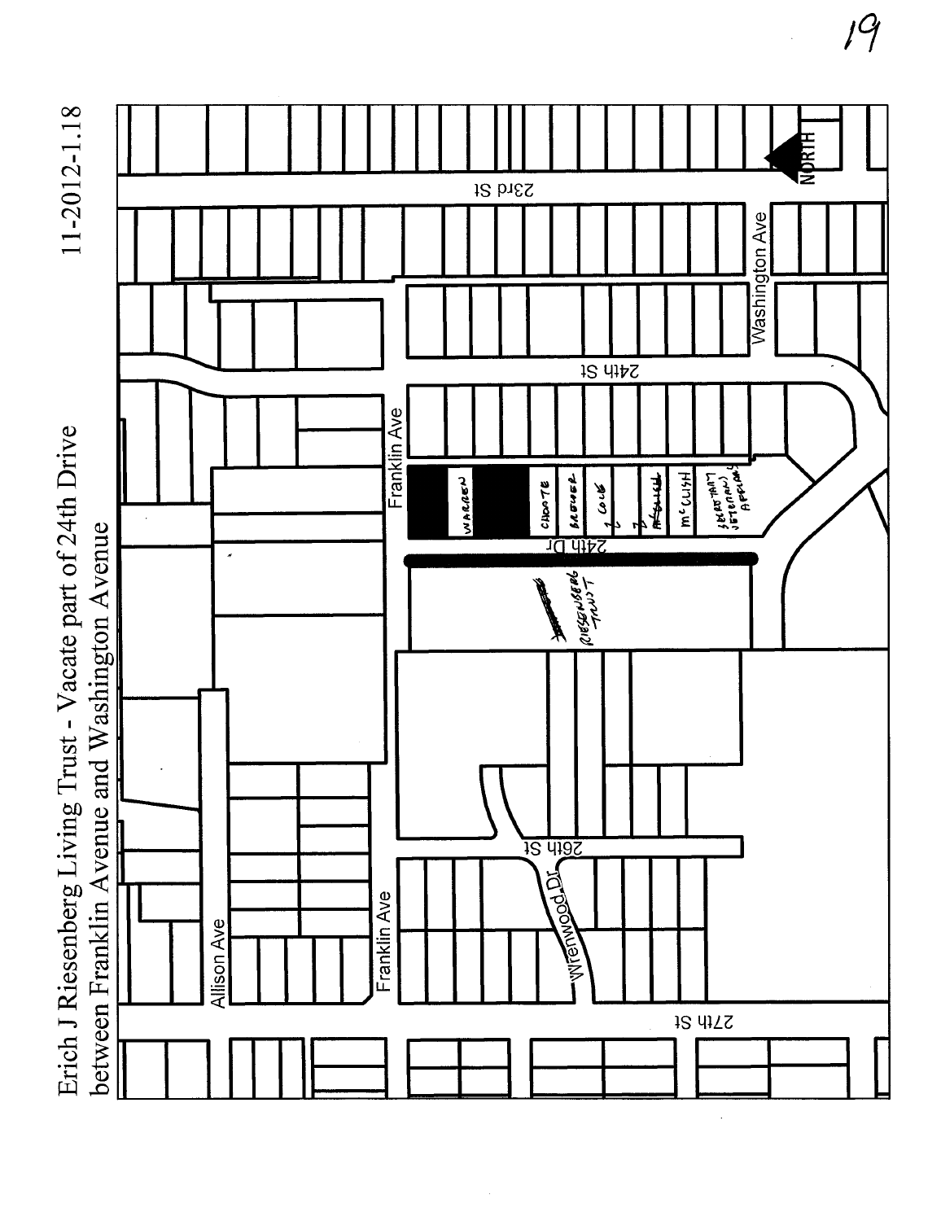# Erich J Riesenberg Living Trust - Vacate part of 24th Drive between Franklin Avenue and Washington Avenue

11-2012-1.18

23rd St

NORTH

Washington Ave

24th St

Franklin Ave

WARREN

CHOATE

BROWER

COOK

McCLISH

McCLISH

SEBASTIAN VETERANS APPLICANT

24th Dr

RIESENBERG TRUST

26th St

Wrenwood Dr

Allison Ave

Franklin Ave

27th St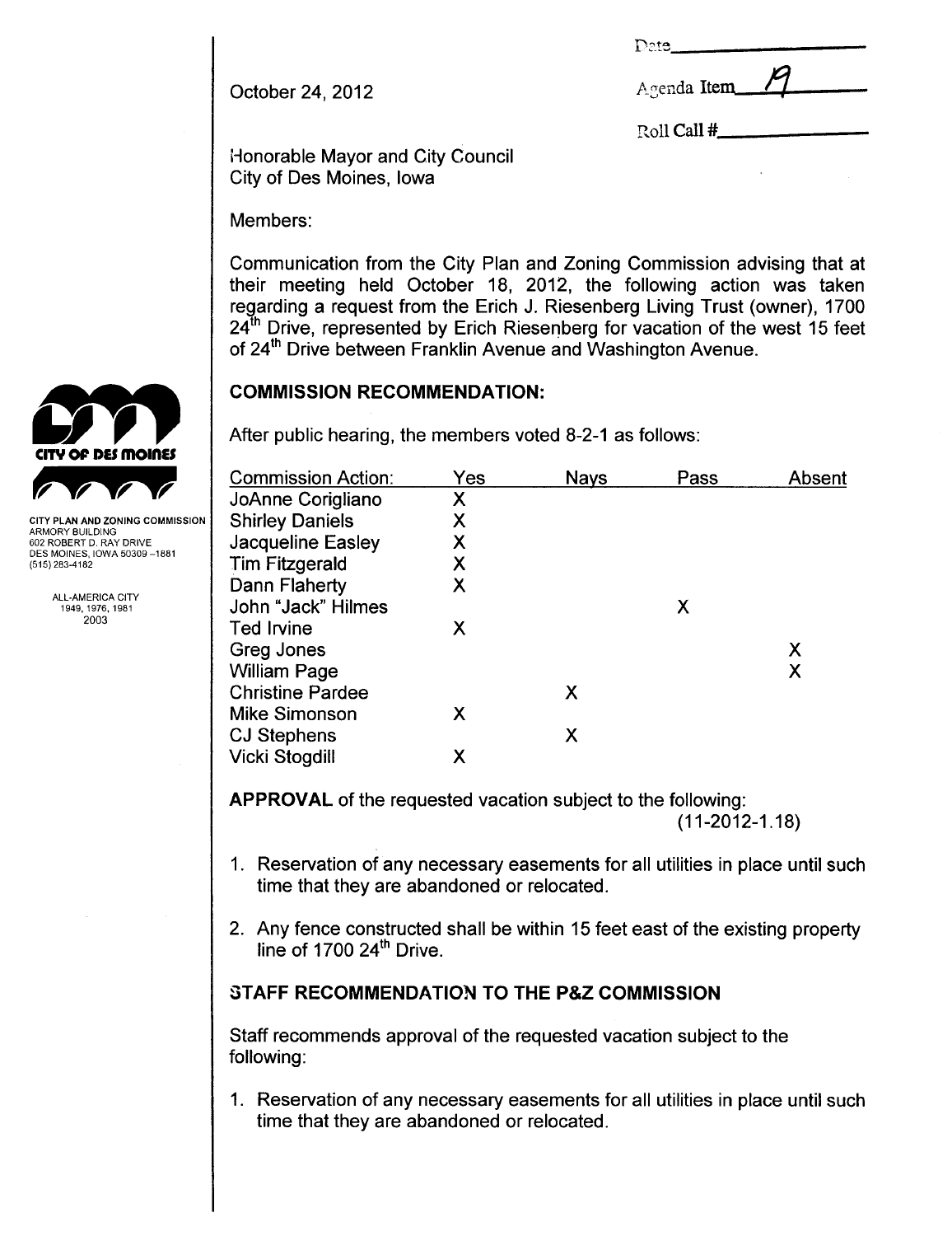Date\_\_\_\_\_\_\_\_\_\_\_\_\_\_\_\_

October 24, 2012

Agenda Item 19

Roll Call #\_\_\_\_\_\_\_\_\_\_\_\_\_\_\_\_

Honorable Mayor and City Council
City of Des Moines, Iowa

CITY OF DES MOINES

CITY PLAN AND ZONING COMMISSION
ARMORY BUILDING
602 ROBERT D. RAY DRIVE
DES MOINES, IOWA 50309 –1881
(515) 283-4182

ALL-AMERICA CITY
1949, 1976, 1981
2003

Members:

Communication from the City Plan and Zoning Commission advising that at their meeting held October 18, 2012, the following action was taken regarding a request from the Erich J. Riesenberg Living Trust (owner), 1700 24th Drive, represented by Erich Riesenberg for vacation of the west 15 feet of 24th Drive between Franklin Avenue and Washington Avenue.

## COMMISSION RECOMMENDATION:

After public hearing, the members voted 8-2-1 as follows:

| Commission Action: | Yes | Nays | Pass | Absent |
|---|---|---|---|---|
| JoAnne Corigliano | X | | | |
| Shirley Daniels | X | | | |
| Jacqueline Easley | X | | | |
| Tim Fitzgerald | X | | | |
| Dann Flaherty | X | | | |
| John "Jack" Hilmes | | | X | |
| Ted Irvine | X | | | |
| Greg Jones | | | | X |
| William Page | | | | X |
| Christine Pardee | | X | | |
| Mike Simonson | X | | | |
| CJ Stephens | | X | | |
| Vicki Stogdill | X | | | |

**APPROVAL** of the requested vacation subject to the following:
(11-2012-1.18)

1. Reservation of any necessary easements for all utilities in place until such time that they are abandoned or relocated.
2. Any fence constructed shall be within 15 feet east of the existing property line of 1700 24th Drive.

## STAFF RECOMMENDATION TO THE P&Z COMMISSION

Staff recommends approval of the requested vacation subject to the following:

1. Reservation of any necessary easements for all utilities in place until such time that they are abandoned or relocated.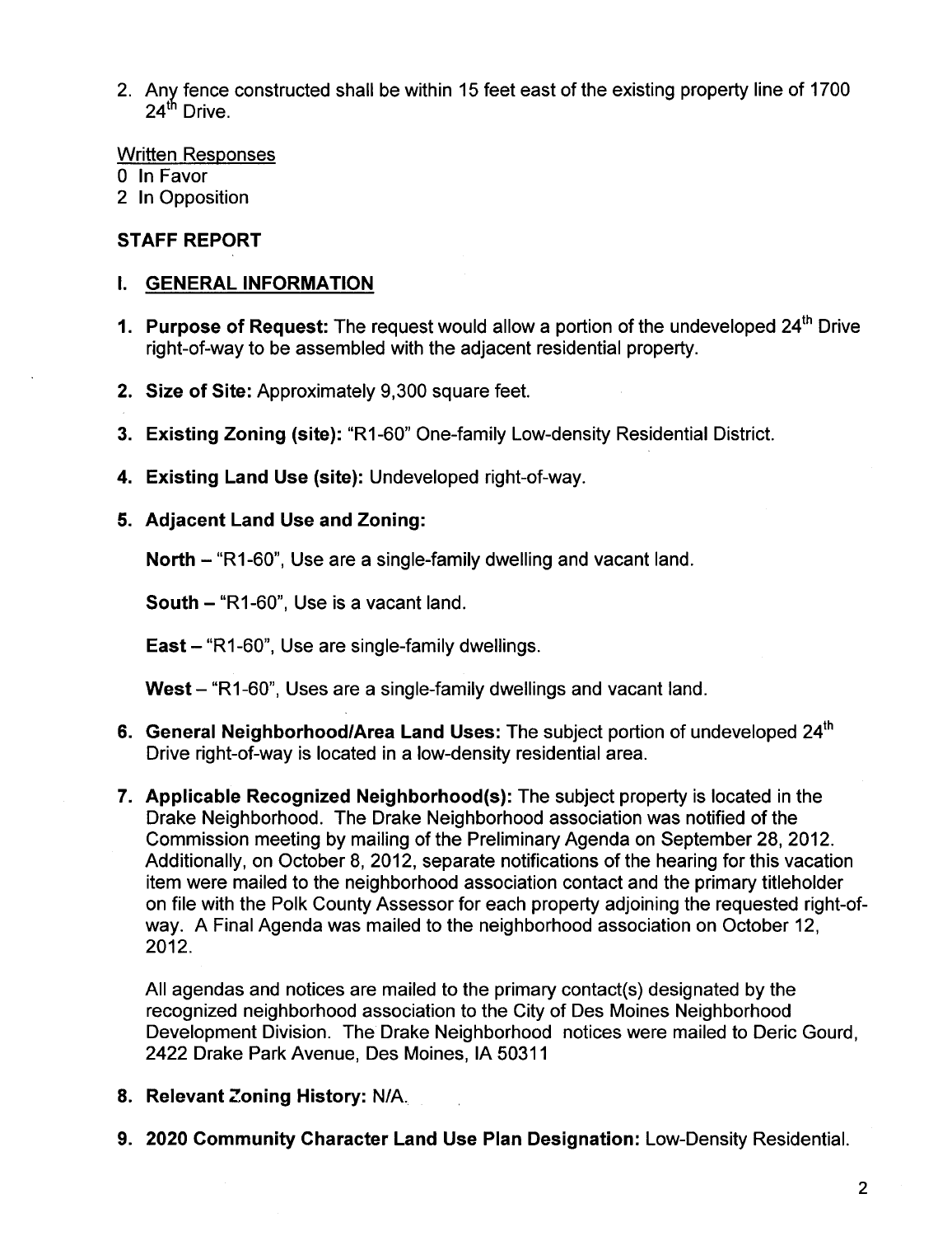2. Any fence constructed shall be within 15 feet east of the existing property line of 1700 24th Drive.

Written Responses

0 In Favor

2 In Opposition

## STAFF REPORT

### I. GENERAL INFORMATION

1. **Purpose of Request:** The request would allow a portion of the undeveloped 24th Drive right-of-way to be assembled with the adjacent residential property.

2. **Size of Site:** Approximately 9,300 square feet.

3. **Existing Zoning (site):** "R1-60" One-family Low-density Residential District.

4. **Existing Land Use (site):** Undeveloped right-of-way.

5. **Adjacent Land Use and Zoning:**

   **North** – "R1-60", Use are a single-family dwelling and vacant land.

   **South** – "R1-60", Use is a vacant land.

   **East** – "R1-60", Use are single-family dwellings.

   **West** – "R1-60", Uses are a single-family dwellings and vacant land.

6. **General Neighborhood/Area Land Uses:** The subject portion of undeveloped 24th Drive right-of-way is located in a low-density residential area.

7. **Applicable Recognized Neighborhood(s):** The subject property is located in the Drake Neighborhood. The Drake Neighborhood association was notified of the Commission meeting by mailing of the Preliminary Agenda on September 28, 2012. Additionally, on October 8, 2012, separate notifications of the hearing for this vacation item were mailed to the neighborhood association contact and the primary titleholder on file with the Polk County Assessor for each property adjoining the requested right-of-way. A Final Agenda was mailed to the neighborhood association on October 12, 2012.

   All agendas and notices are mailed to the primary contact(s) designated by the recognized neighborhood association to the City of Des Moines Neighborhood Development Division. The Drake Neighborhood notices were mailed to Deric Gourd, 2422 Drake Park Avenue, Des Moines, IA 50311

8. **Relevant Zoning History:** N/A.

9. **2020 Community Character Land Use Plan Designation:** Low-Density Residential.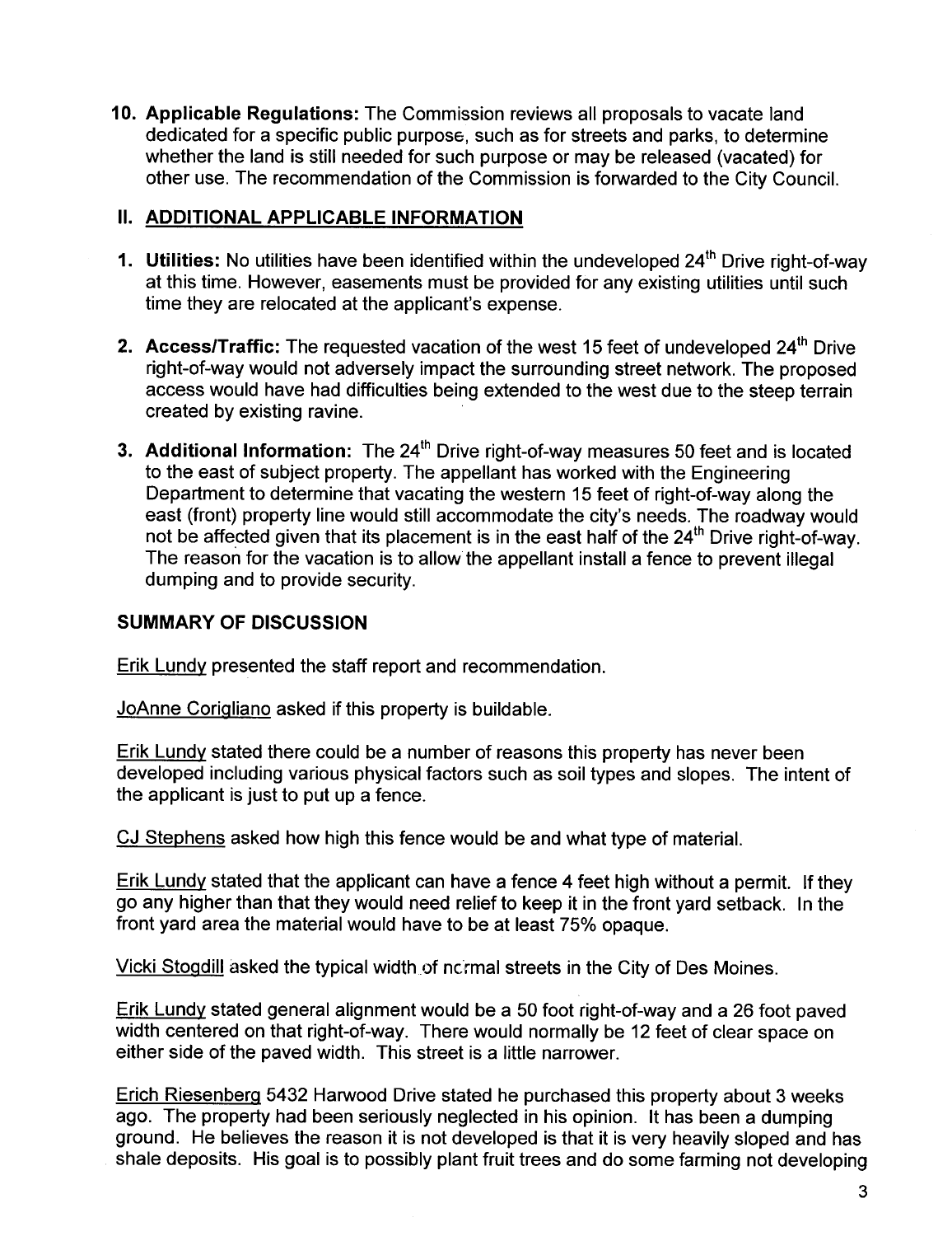10. **Applicable Regulations:** The Commission reviews all proposals to vacate land dedicated for a specific public purpose, such as for streets and parks, to determine whether the land is still needed for such purpose or may be released (vacated) for other use. The recommendation of the Commission is forwarded to the City Council.

## II. ADDITIONAL APPLICABLE INFORMATION

1. **Utilities:** No utilities have been identified within the undeveloped 24th Drive right-of-way at this time. However, easements must be provided for any existing utilities until such time they are relocated at the applicant's expense.

2. **Access/Traffic:** The requested vacation of the west 15 feet of undeveloped 24th Drive right-of-way would not adversely impact the surrounding street network. The proposed access would have had difficulties being extended to the west due to the steep terrain created by existing ravine.

3. **Additional Information:** The 24th Drive right-of-way measures 50 feet and is located to the east of subject property. The appellant has worked with the Engineering Department to determine that vacating the western 15 feet of right-of-way along the east (front) property line would still accommodate the city's needs. The roadway would not be affected given that its placement is in the east half of the 24th Drive right-of-way. The reason for the vacation is to allow the appellant install a fence to prevent illegal dumping and to provide security.

### SUMMARY OF DISCUSSION

Erik Lundy presented the staff report and recommendation.

JoAnne Corigliano asked if this property is buildable.

Erik Lundy stated there could be a number of reasons this property has never been developed including various physical factors such as soil types and slopes. The intent of the applicant is just to put up a fence.

CJ Stephens asked how high this fence would be and what type of material.

Erik Lundy stated that the applicant can have a fence 4 feet high without a permit. If they go any higher than that they would need relief to keep it in the front yard setback. In the front yard area the material would have to be at least 75% opaque.

Vicki Stogdill asked the typical width of normal streets in the City of Des Moines.

Erik Lundy stated general alignment would be a 50 foot right-of-way and a 26 foot paved width centered on that right-of-way. There would normally be 12 feet of clear space on either side of the paved width. This street is a little narrower.

Erich Riesenberg 5432 Harwood Drive stated he purchased this property about 3 weeks ago. The property had been seriously neglected in his opinion. It has been a dumping ground. He believes the reason it is not developed is that it is very heavily sloped and has shale deposits. His goal is to possibly plant fruit trees and do some farming not developing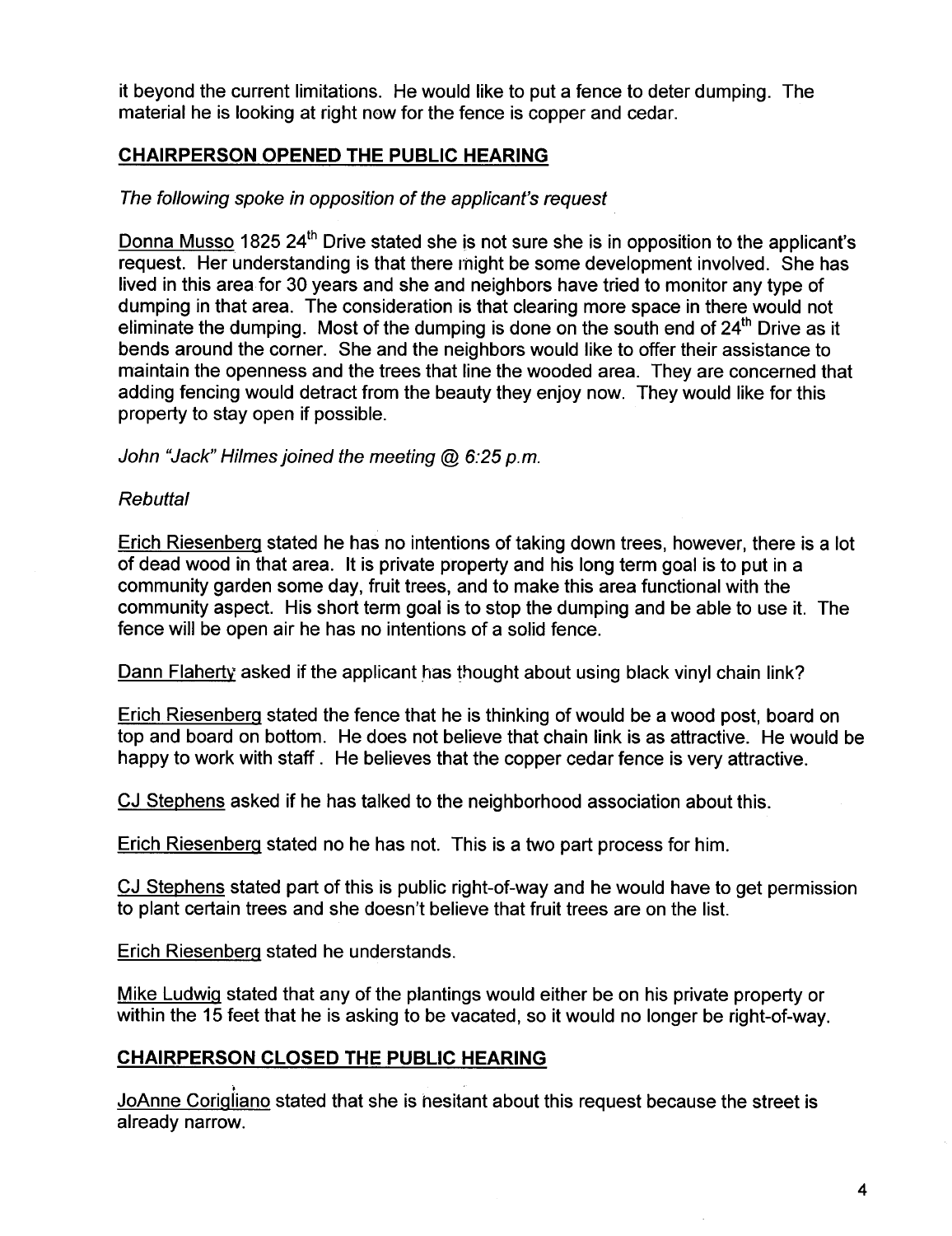it beyond the current limitations. He would like to put a fence to deter dumping. The material he is looking at right now for the fence is copper and cedar.

## CHAIRPERSON OPENED THE PUBLIC HEARING

*The following spoke in opposition of the applicant's request*

Donna Musso 1825 24th Drive stated she is not sure she is in opposition to the applicant's request. Her understanding is that there might be some development involved. She has lived in this area for 30 years and she and neighbors have tried to monitor any type of dumping in that area. The consideration is that clearing more space in there would not eliminate the dumping. Most of the dumping is done on the south end of 24th Drive as it bends around the corner. She and the neighbors would like to offer their assistance to maintain the openness and the trees that line the wooded area. They are concerned that adding fencing would detract from the beauty they enjoy now. They would like for this property to stay open if possible.

*John "Jack" Hilmes joined the meeting @ 6:25 p.m.*

*Rebuttal*

Erich Riesenberg stated he has no intentions of taking down trees, however, there is a lot of dead wood in that area. It is private property and his long term goal is to put in a community garden some day, fruit trees, and to make this area functional with the community aspect. His short term goal is to stop the dumping and be able to use it. The fence will be open air he has no intentions of a solid fence.

Dann Flaherty asked if the applicant has thought about using black vinyl chain link?

Erich Riesenberg stated the fence that he is thinking of would be a wood post, board on top and board on bottom. He does not believe that chain link is as attractive. He would be happy to work with staff. He believes that the copper cedar fence is very attractive.

CJ Stephens asked if he has talked to the neighborhood association about this.

Erich Riesenberg stated no he has not. This is a two part process for him.

CJ Stephens stated part of this is public right-of-way and he would have to get permission to plant certain trees and she doesn't believe that fruit trees are on the list.

Erich Riesenberg stated he understands.

Mike Ludwig stated that any of the plantings would either be on his private property or within the 15 feet that he is asking to be vacated, so it would no longer be right-of-way.

## CHAIRPERSON CLOSED THE PUBLIC HEARING

JoAnne Corigliano stated that she is hesitant about this request because the street is already narrow.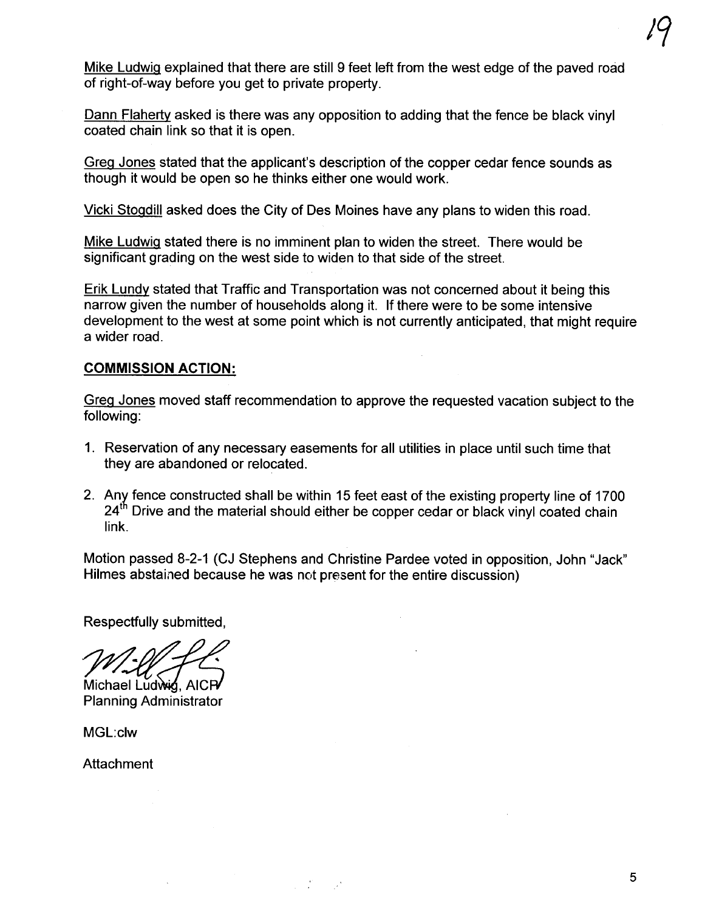Mike Ludwig explained that there are still 9 feet left from the west edge of the paved road of right-of-way before you get to private property.

Dann Flaherty asked is there was any opposition to adding that the fence be black vinyl coated chain link so that it is open.

Greg Jones stated that the applicant's description of the copper cedar fence sounds as though it would be open so he thinks either one would work.

Vicki Stogdill asked does the City of Des Moines have any plans to widen this road.

Mike Ludwig stated there is no imminent plan to widen the street. There would be significant grading on the west side to widen to that side of the street.

Erik Lundy stated that Traffic and Transportation was not concerned about it being this narrow given the number of households along it. If there were to be some intensive development to the west at some point which is not currently anticipated, that might require a wider road.

**COMMISSION ACTION:**

Greg Jones moved staff recommendation to approve the requested vacation subject to the following:

1. Reservation of any necessary easements for all utilities in place until such time that they are abandoned or relocated.

2. Any fence constructed shall be within 15 feet east of the existing property line of 1700 24th Drive and the material should either be copper cedar or black vinyl coated chain link.

Motion passed 8-2-1 (CJ Stephens and Christine Pardee voted in opposition, John "Jack" Hilmes abstained because he was not present for the entire discussion)

Respectfully submitted,

Michael Ludwig, AICP
Planning Administrator

MGL:clw

Attachment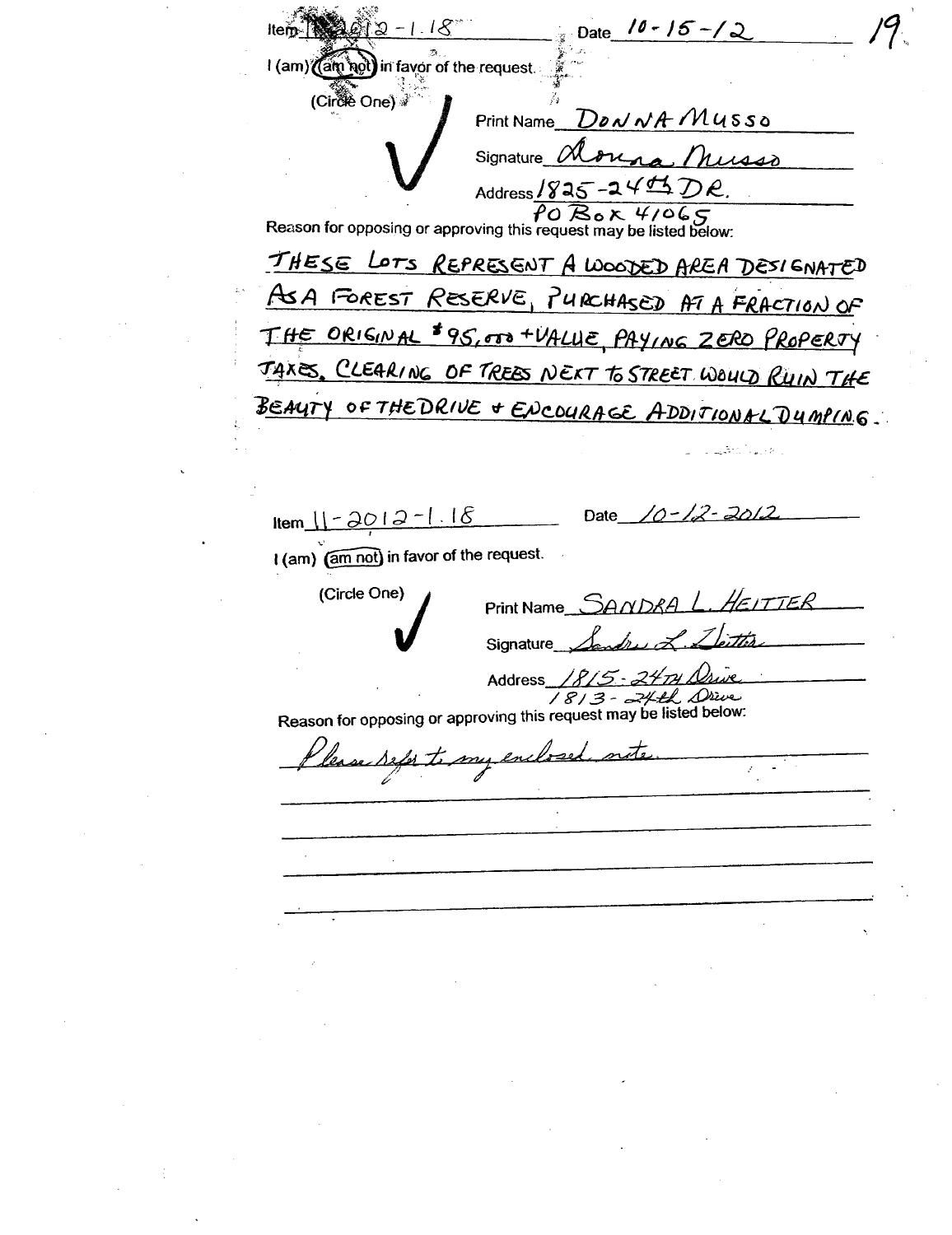Item 11-2012-1.18 Date 10-15-12

I (am) (am not) in favor of the request.

(Circle One) ✓

Print Name DONNA MUSSO

Signature Donna Musso

Address 1825-24th DR.
PO BOX 41065

Reason for opposing or approving this request may be listed below:

THESE LOTS REPRESENT A WOODED AREA DESIGNATED AS A FOREST RESERVE, PURCHASED AT A FRACTION OF THE ORIGINAL $95,000 + VALUE, PAYING ZERO PROPERTY TAXES. CLEARING OF TREES NEXT TO STREET WOULD RUIN THE BEAUTY OF THE DRIVE & ENCOURAGE ADDITIONAL DUMPING.

---

Item 11-2012-1.18 Date 10-12-2012

I (am) (am not) in favor of the request.

(Circle One) ✓

Print Name SANDRA L. HEITTER

Signature Sandra L. Heitter

Address 1815-24TH Drive
1813-24th Drive

Reason for opposing or approving this request may be listed below:

Please refer to my enclosed note.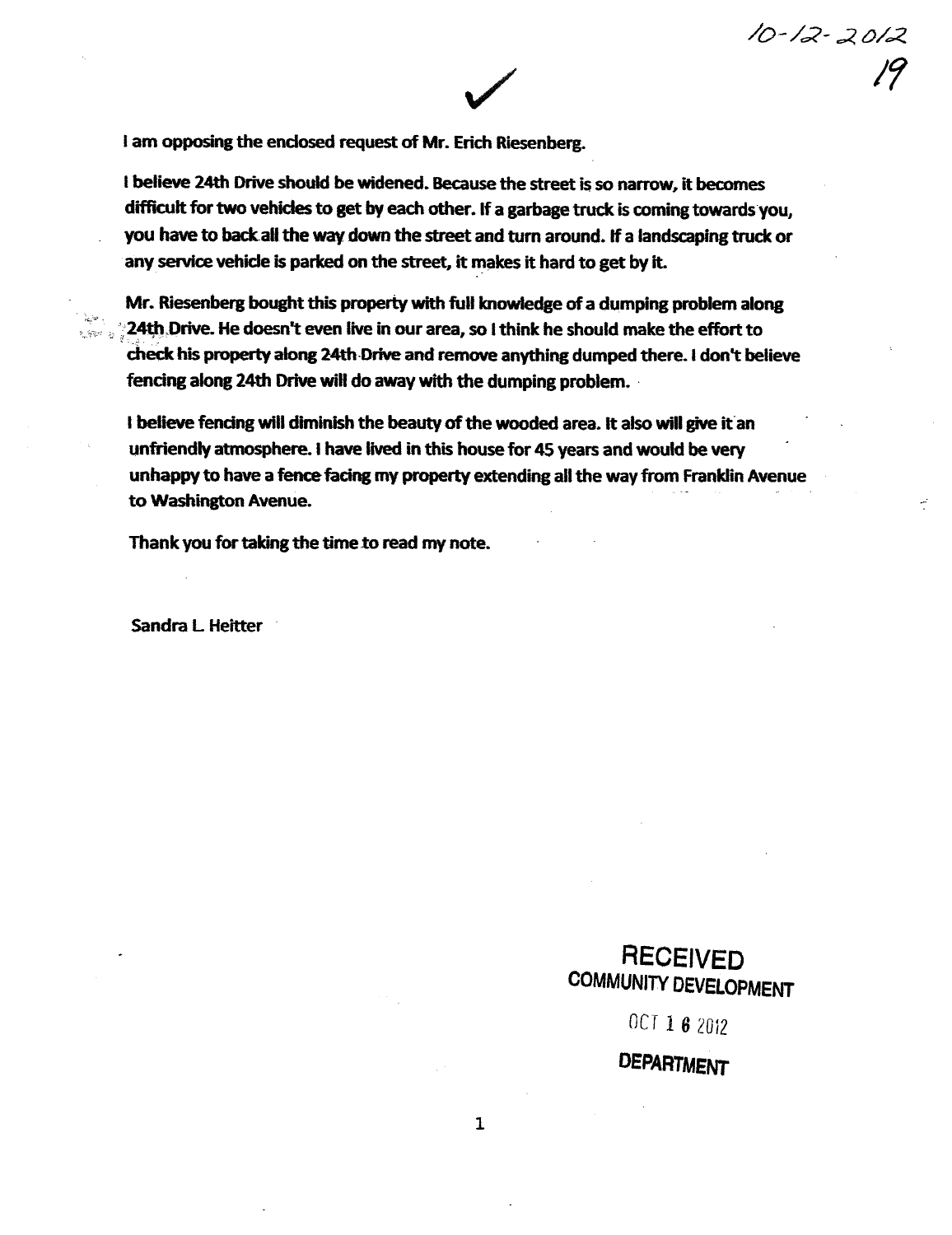10-12-2012

19

I am opposing the enclosed request of Mr. Erich Riesenberg.

I believe 24th Drive should be widened. Because the street is so narrow, it becomes difficult for two vehicles to get by each other. If a garbage truck is coming towards you, you have to back all the way down the street and turn around. If a landscaping truck or any service vehicle is parked on the street, it makes it hard to get by it.

Mr. Riesenberg bought this property with full knowledge of a dumping problem along 24th Drive. He doesn't even live in our area, so I think he should make the effort to check his property along 24th Drive and remove anything dumped there. I don't believe fencing along 24th Drive will do away with the dumping problem.

I believe fencing will diminish the beauty of the wooded area. It also will give it an unfriendly atmosphere. I have lived in this house for 45 years and would be very unhappy to have a fence facing my property extending all the way from Franklin Avenue to Washington Avenue.

Thank you for taking the time to read my note.

Sandra L. Heitter

RECEIVED
COMMUNITY DEVELOPMENT
OCT 16 2012
DEPARTMENT